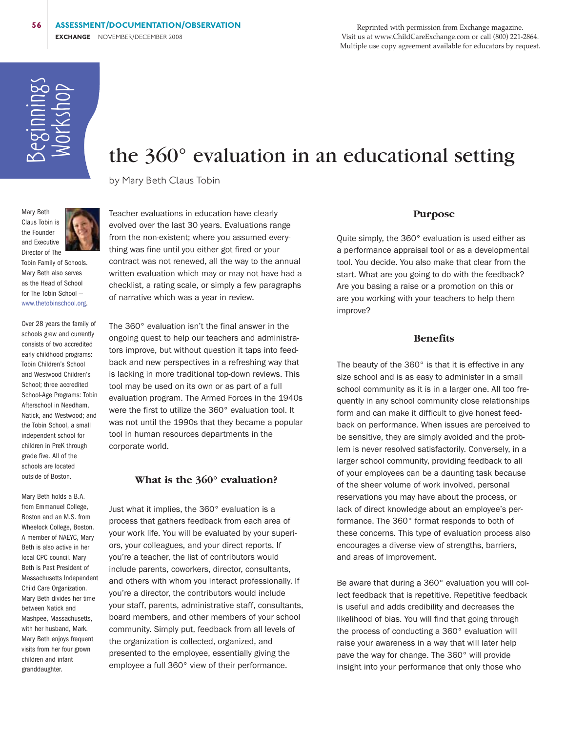Beginnings Workshop

# the 360° evaluation in an educational setting

by Mary Beth Claus Tobin

Mary Beth Claus Tobin is the Founder and Executive Director of The Tobin Family of Schools. Mary Beth also serves as the Head of School for The Tobin School — www.thetobinschool.org.

Over 28 years the family of schools grew and currently consists of two accredited early childhood programs: Tobin Children's School and Westwood Children's School; three accredited School-Age Programs: Tobin Afterschool in Needham, Natick, and Westwood; and the Tobin School, a small independent school for children in PreK through grade five. All of the schools are located outside of Boston.

Mary Beth holds a B.A. from Emmanuel College, Boston and an M.S. from Wheelock College, Boston. A member of NAEYC, Mary Beth is also active in her local CPC council. Mary Beth is Past President of Massachusetts Independent Child Care Organization. Mary Beth divides her time between Natick and Mashpee, Massachusetts, with her husband, Mark. Mary Beth enjoys frequent visits from her four grown children and infant granddaughter.

Teacher evaluations in education have clearly evolved over the last 30 years. Evaluations range from the non-existent; where you assumed everything was fine until you either got fired or your contract was not renewed, all the way to the annual written evaluation which may or may not have had a checklist, a rating scale, or simply a few paragraphs of narrative which was a year in review.

The 360° evaluation isn't the final answer in the ongoing quest to help our teachers and administrators improve, but without question it taps into feedback and new perspectives in a refreshing way that is lacking in more traditional top-down reviews. This tool may be used on its own or as part of a full evaluation program. The Armed Forces in the 1940s were the first to utilize the 360° evaluation tool. It was not until the 1990s that they became a popular tool in human resources departments in the corporate world.

## What is the 360° evaluation?

Just what it implies, the 360° evaluation is a process that gathers feedback from each area of your work life. You will be evaluated by your superiors, your colleagues, and your direct reports. If you're a teacher, the list of contributors would include parents, coworkers, director, consultants, and others with whom you interact professionally. If you're a director, the contributors would include your staff, parents, administrative staff, consultants, board members, and other members of your school community. Simply put, feedback from all levels of the organization is collected, organized, and presented to the employee, essentially giving the employee a full 360° view of their performance.

## Purpose

Quite simply, the 360° evaluation is used either as a performance appraisal tool or as a developmental tool. You decide. You also make that clear from the start. What are you going to do with the feedback? Are you basing a raise or a promotion on this or are you working with your teachers to help them improve?

## Benefits

The beauty of the 360° is that it is effective in any size school and is as easy to administer in a small school community as it is in a larger one. All too frequently in any school community close relationships form and can make it difficult to give honest feedback on performance. When issues are perceived to be sensitive, they are simply avoided and the problem is never resolved satisfactorily. Conversely, in a larger school community, providing feedback to all of your employees can be a daunting task because of the sheer volume of work involved, personal reservations you may have about the process, or lack of direct knowledge about an employee's performance. The 360° format responds to both of these concerns. This type of evaluation process also encourages a diverse view of strengths, barriers, and areas of improvement.

Be aware that during a 360° evaluation you will collect feedback that is repetitive. Repetitive feedback is useful and adds credibility and decreases the likelihood of bias. You will find that going through the process of conducting a 360° evaluation will raise your awareness in a way that will later help pave the way for change. The 360° will provide insight into your performance that only those who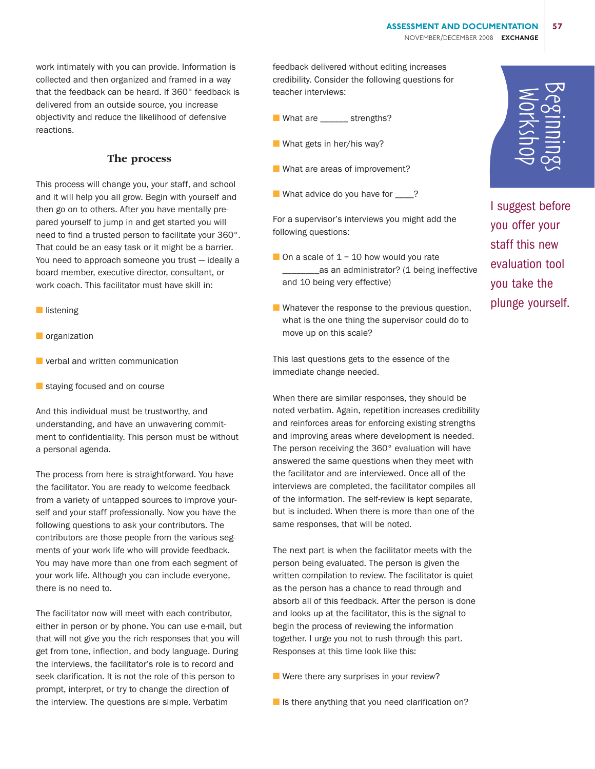work intimately with you can provide. Information is collected and then organized and framed in a way that the feedback can be heard. If 360° feedback is delivered from an outside source, you increase objectivity and reduce the likelihood of defensive reactions.

## The process

This process will change you, your staff, and school and it will help you all grow. Begin with yourself and then go on to others. After you have mentally prepared yourself to jump in and get started you will need to find a trusted person to facilitate your 360°. That could be an easy task or it might be a barrier. You need to approach someone you trust — ideally a board member, executive director, consultant, or work coach. This facilitator must have skill in:

- listening
- organization
- verbal and written communication
- staying focused and on course

And this individual must be trustworthy, and understanding, and have an unwavering commitment to confidentiality. This person must be without a personal agenda.

The process from here is straightforward. You have the facilitator. You are ready to welcome feedback from a variety of untapped sources to improve yourself and your staff professionally. Now you have the following questions to ask your contributors. The contributors are those people from the various segments of your work life who will provide feedback. You may have more than one from each segment of your work life. Although you can include everyone, there is no need to.

The facilitator now will meet with each contributor, either in person or by phone. You can use e-mail, but that will not give you the rich responses that you will get from tone, inflection, and body language. During the interviews, the facilitator's role is to record and seek clarification. It is not the role of this person to prompt, interpret, or try to change the direction of the interview. The questions are simple. Verbatim feedback delivered without editing increases credibility. Consider the following questions for teacher interviews:

- What are ______ strengths?
- What gets in her/his way?
- What are areas of improvement?
- What advice do you have for ____?

For a supervisor's interviews you might add the following questions:

- On a scale of 1 – 10 how would you rate ________as an administrator? (1 being ineffective and 10 being very effective)
- Whatever the response to the previous question, what is the one thing the supervisor could do to move up on this scale?

This last questions gets to the essence of the immediate change needed.

When there are similar responses, they should be noted verbatim. Again, repetition increases credibility and reinforces areas for enforcing existing strengths and improving areas where development is needed. The person receiving the 360° evaluation will have answered the same questions when they meet with the facilitator and are interviewed. Once all of the interviews are completed, the facilitator compiles all of the information. The self-review is kept separate, but is included. When there is more than one of the same responses, that will be noted.

The next part is when the facilitator meets with the person being evaluated. The person is given the written compilation to review. The facilitator is quiet as the person has a chance to read through and absorb all of this feedback. After the person is done and looks up at the facilitator, this is the signal to begin the process of reviewing the information together. I urge you not to rush through this part. Responses at this time look like this:

- Were there any surprises in your review?
- Is there anything that you need clarification on?

I suggest before you offer your staff this new evaluation tool you take the plunge yourself.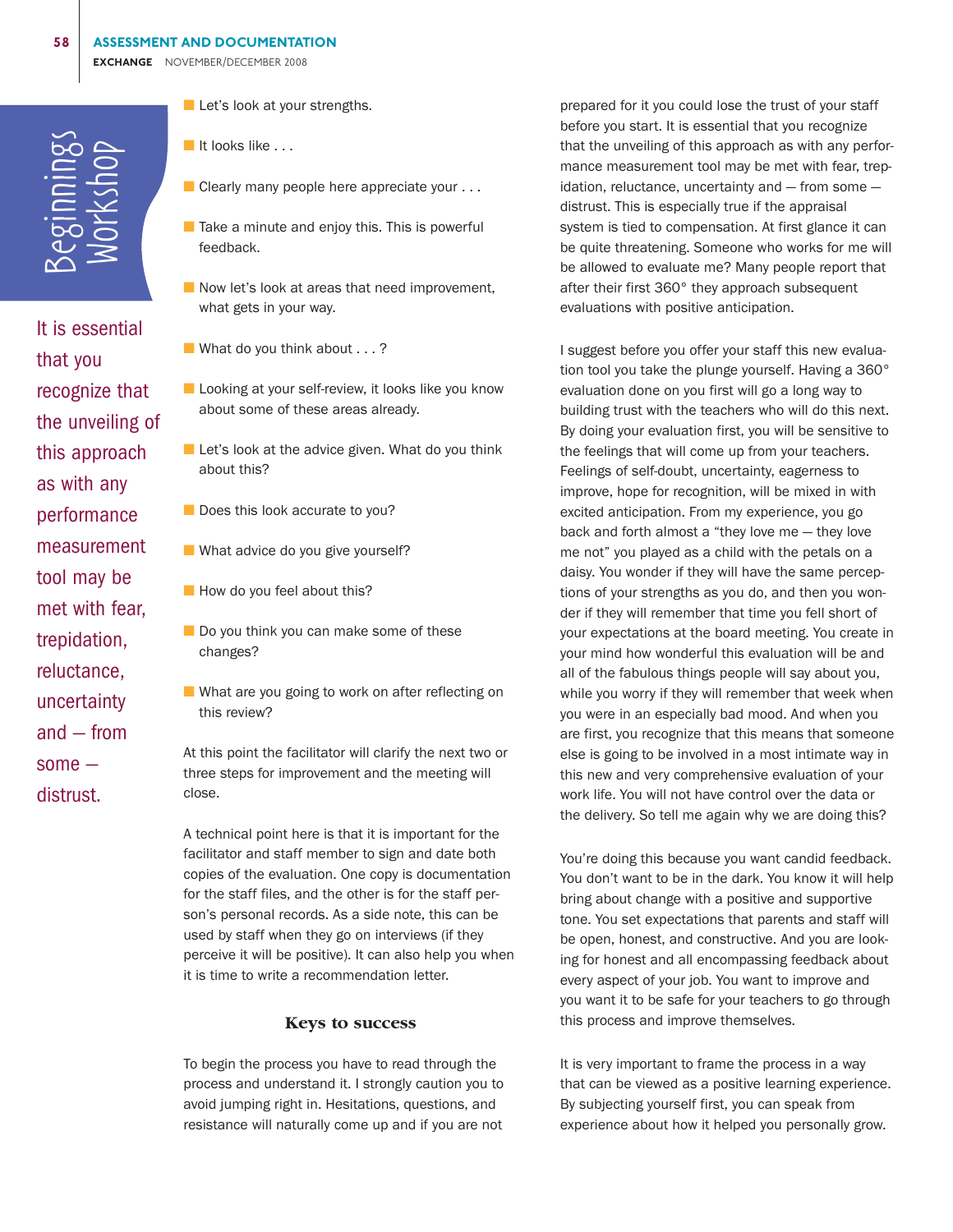- Let's look at your strengths.
- It looks like . . .
- Clearly many people here appreciate your . . .
- Take a minute and enjoy this. This is powerful feedback.
- Now let's look at areas that need improvement, what gets in your way.
- What do you think about . . . ?
- Looking at your self-review, it looks like you know about some of these areas already.
- Let's look at the advice given. What do you think about this?
- Does this look accurate to you?
- What advice do you give yourself?
- How do you feel about this?
- Do you think you can make some of these changes?
- What are you going to work on after reflecting on this review?

At this point the facilitator will clarify the next two or three steps for improvement and the meeting will close.

A technical point here is that it is important for the facilitator and staff member to sign and date both copies of the evaluation. One copy is documentation for the staff files, and the other is for the staff person's personal records. As a side note, this can be used by staff when they go on interviews (if they perceive it will be positive). It can also help you when it is time to write a recommendation letter.

### Keys to success

To begin the process you have to read through the process and understand it. I strongly caution you to avoid jumping right in. Hesitations, questions, and resistance will naturally come up and if you are not prepared for it you could lose the trust of your staff before you start. It is essential that you recognize that the unveiling of this approach as with any performance measurement tool may be met with fear, trepidation, reluctance, uncertainty and — from some — distrust. This is especially true if the appraisal system is tied to compensation. At first glance it can be quite threatening. Someone who works for me will be allowed to evaluate me? Many people report that after their first 360° they approach subsequent evaluations with positive anticipation.

> It is essential that you recognize that the unveiling of this approach as with any performance measurement tool may be met with fear, trepidation, reluctance, uncertainty and — from some — distrust.

I suggest before you offer your staff this new evaluation tool you take the plunge yourself. Having a 360° evaluation done on you first will go a long way to building trust with the teachers who will do this next. By doing your evaluation first, you will be sensitive to the feelings that will come up from your teachers. Feelings of self-doubt, uncertainty, eagerness to improve, hope for recognition, will be mixed in with excited anticipation. From my experience, you go back and forth almost a "they love me — they love me not" you played as a child with the petals on a daisy. You wonder if they will have the same perceptions of your strengths as you do, and then you wonder if they will remember that time you fell short of your expectations at the board meeting. You create in your mind how wonderful this evaluation will be and all of the fabulous things people will say about you, while you worry if they will remember that week when you were in an especially bad mood. And when you are first, you recognize that this means that someone else is going to be involved in a most intimate way in this new and very comprehensive evaluation of your work life. You will not have control over the data or the delivery. So tell me again why we are doing this?

You're doing this because you want candid feedback. You don't want to be in the dark. You know it will help bring about change with a positive and supportive tone. You set expectations that parents and staff will be open, honest, and constructive. And you are looking for honest and all encompassing feedback about every aspect of your job. You want to improve and you want it to be safe for your teachers to go through this process and improve themselves.

It is very important to frame the process in a way that can be viewed as a positive learning experience. By subjecting yourself first, you can speak from experience about how it helped you personally grow.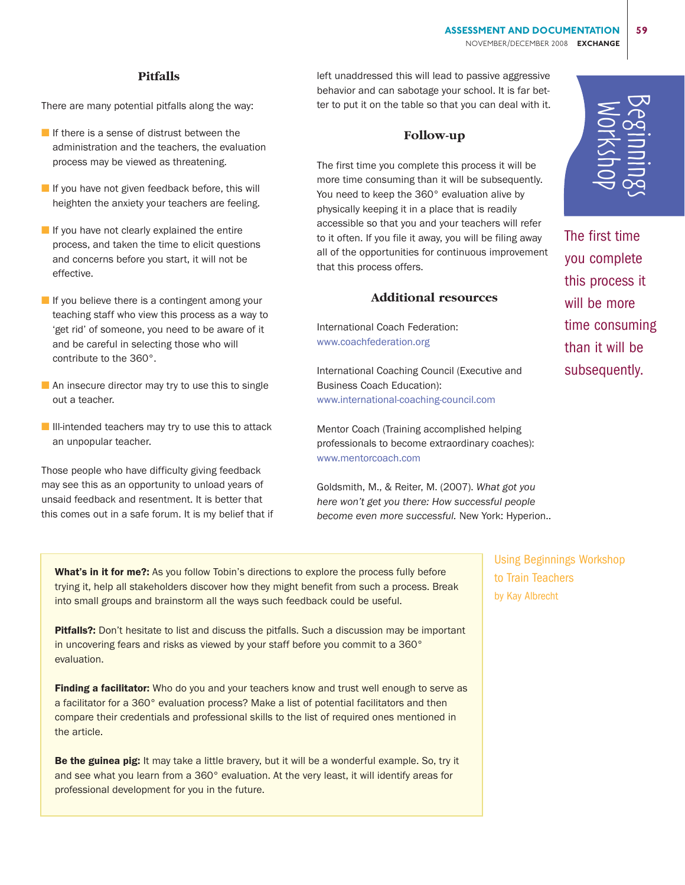## Pitfalls

There are many potential pitfalls along the way:

- If there is a sense of distrust between the administration and the teachers, the evaluation process may be viewed as threatening.
- If you have not given feedback before, this will heighten the anxiety your teachers are feeling.
- If you have not clearly explained the entire process, and taken the time to elicit questions and concerns before you start, it will not be effective.
- If you believe there is a contingent among your teaching staff who view this process as a way to 'get rid' of someone, you need to be aware of it and be careful in selecting those who will contribute to the 360°.
- An insecure director may try to use this to single out a teacher.
- Ill-intended teachers may try to use this to attack an unpopular teacher.

Those people who have difficulty giving feedback may see this as an opportunity to unload years of unsaid feedback and resentment. It is better that this comes out in a safe forum. It is my belief that if left unaddressed this will lead to passive aggressive behavior and can sabotage your school. It is far better to put it on the table so that you can deal with it.

## Follow-up

The first time you complete this process it will be more time consuming than it will be subsequently. You need to keep the 360° evaluation alive by physically keeping it in a place that is readily accessible so that you and your teachers will refer to it often. If you file it away, you will be filing away all of the opportunities for continuous improvement that this process offers.

## Additional resources

International Coach Federation: www.coachfederation.org

International Coaching Council (Executive and Business Coach Education): www.international-coaching-council.com

Mentor Coach (Training accomplished helping professionals to become extraordinary coaches): www.mentorcoach.com

Goldsmith, M., & Reiter, M. (2007). *What got you here won't get you there: How successful people become even more successful.* New York: Hyperion..

Beginnings Workshop

The first time you complete this process it will be more time consuming than it will be subsequently.

Using Beginnings Workshop to Train Teachers
by Kay Albrecht

**What's in it for me?:** As you follow Tobin's directions to explore the process fully before trying it, help all stakeholders discover how they might benefit from such a process. Break into small groups and brainstorm all the ways such feedback could be useful.

**Pitfalls?:** Don't hesitate to list and discuss the pitfalls. Such a discussion may be important in uncovering fears and risks as viewed by your staff before you commit to a 360° evaluation.

**Finding a facilitator:** Who do you and your teachers know and trust well enough to serve as a facilitator for a 360° evaluation process? Make a list of potential facilitators and then compare their credentials and professional skills to the list of required ones mentioned in the article.

**Be the guinea pig:** It may take a little bravery, but it will be a wonderful example. So, try it and see what you learn from a 360° evaluation. At the very least, it will identify areas for professional development for you in the future.